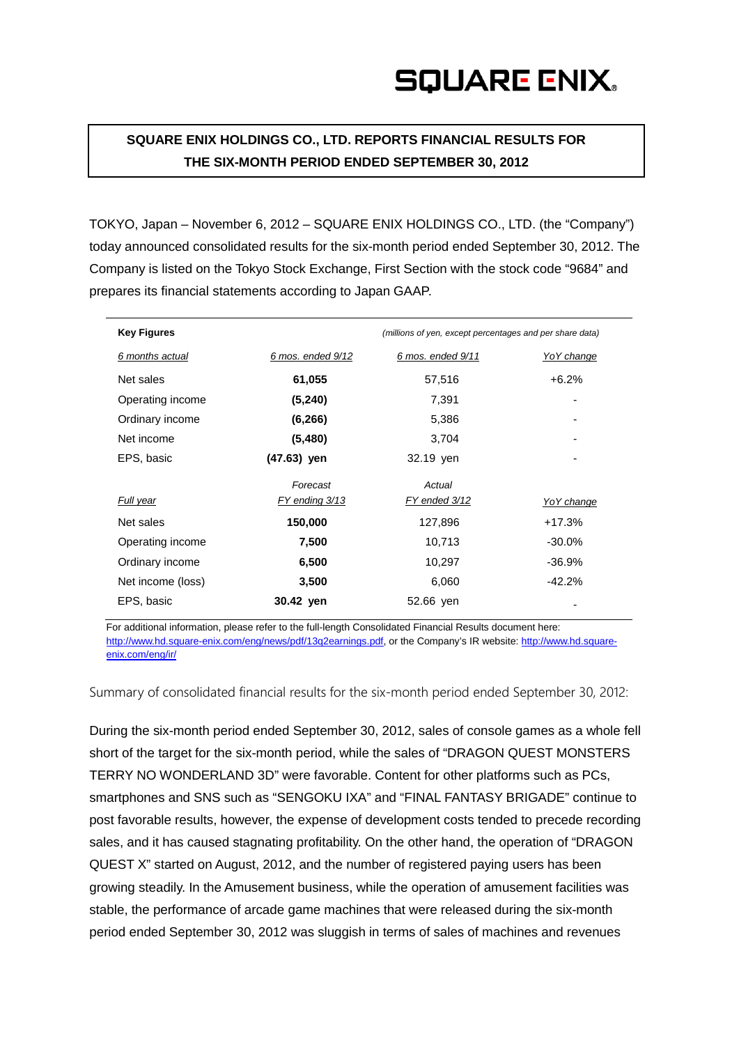SQUARE ENIX

**SQUARE ENIX HOLDINGS CO., LTD. REPORTS FINANCIAL RESULTS FOR THE SIX-MONTH PERIOD ENDED SEPTEMBER 30, 2012**

TOKYO, Japan – November 6, 2012 – SQUARE ENIX HOLDINGS CO., LTD. (the "Company") today announced consolidated results for the six-month period ended September 30, 2012. The Company is listed on the Tokyo Stock Exchange, First Section with the stock code "9684" and prepares its financial statements according to Japan GAAP.

| **Key Figures** | *(millions of yen, except percentages and per share data)* | | |
|---|---|---|---|
| *6 months actual* | *6 mos. ended 9/12* | *6 mos. ended 9/11* | *YoY change* |
| Net sales | **61,055** | 57,516 | +6.2% |
| Operating income | **(5,240)** | 7,391 | - |
| Ordinary income | **(6,266)** | 5,386 | - |
| Net income | **(5,480)** | 3,704 | - |
| EPS, basic | **(47.63) yen** | 32.19 yen | - |
| *Full year* | *Forecast FY ending 3/13* | *Actual FY ended 3/12* | *YoY change* |
| Net sales | **150,000** | 127,896 | +17.3% |
| Operating income | **7,500** | 10,713 | -30.0% |
| Ordinary income | **6,500** | 10,297 | -36.9% |
| Net income (loss) | **3,500** | 6,060 | -42.2% |
| EPS, basic | **30.42 yen** | 52.66 yen | - |

For additional information, please refer to the full-length Consolidated Financial Results document here: http://www.hd.square-enix.com/eng/news/pdf/13q2earnings.pdf, or the Company's IR website: http://www.hd.square-enix.com/eng/ir/

Summary of consolidated financial results for the six-month period ended September 30, 2012:

During the six-month period ended September 30, 2012, sales of console games as a whole fell short of the target for the six-month period, while the sales of "DRAGON QUEST MONSTERS TERRY NO WONDERLAND 3D" were favorable. Content for other platforms such as PCs, smartphones and SNS such as "SENGOKU IXA" and "FINAL FANTASY BRIGADE" continue to post favorable results, however, the expense of development costs tended to precede recording sales, and it has caused stagnating profitability. On the other hand, the operation of "DRAGON QUEST X" started on August, 2012, and the number of registered paying users has been growing steadily. In the Amusement business, while the operation of amusement facilities was stable, the performance of arcade game machines that were released during the six-month period ended September 30, 2012 was sluggish in terms of sales of machines and revenues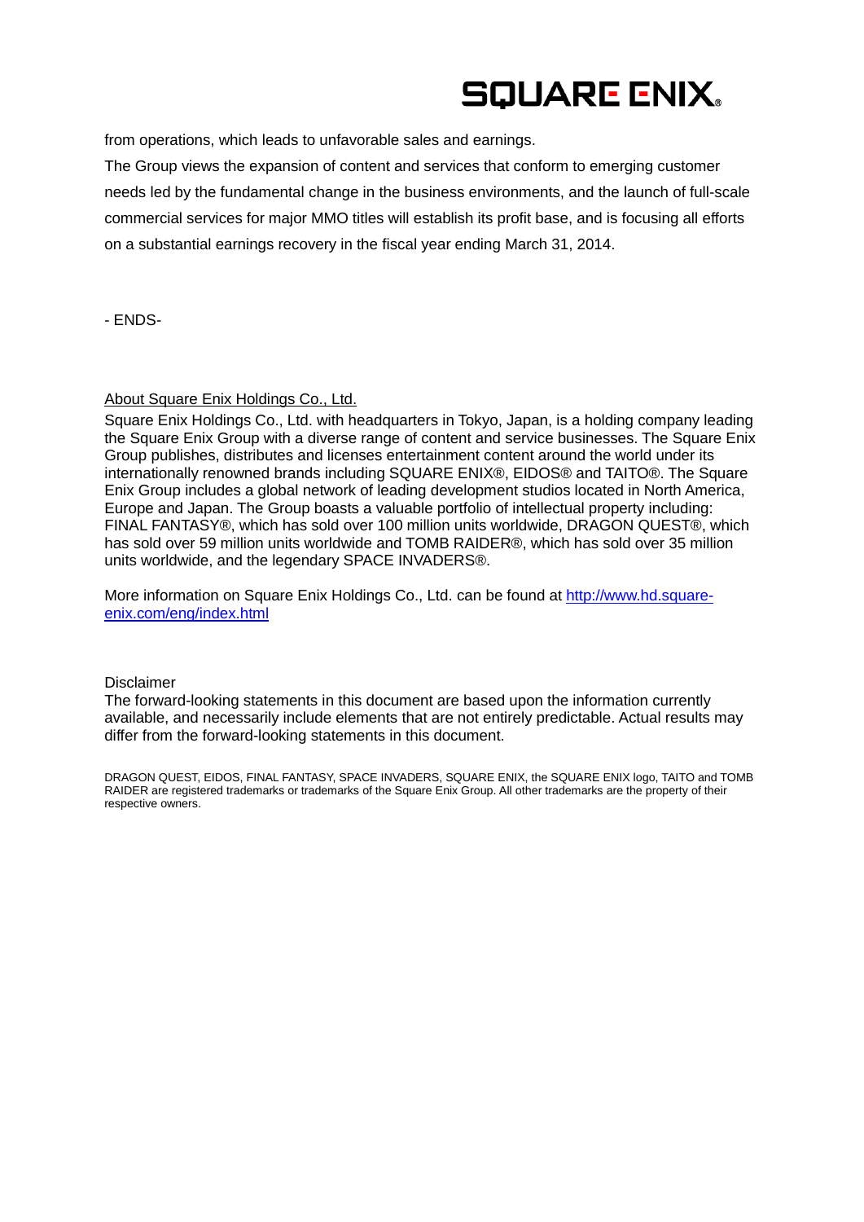from operations, which leads to unfavorable sales and earnings.

The Group views the expansion of content and services that conform to emerging customer needs led by the fundamental change in the business environments, and the launch of full-scale commercial services for major MMO titles will establish its profit base, and is focusing all efforts on a substantial earnings recovery in the fiscal year ending March 31, 2014.

- ENDS-

About Square Enix Holdings Co., Ltd.

Square Enix Holdings Co., Ltd. with headquarters in Tokyo, Japan, is a holding company leading the Square Enix Group with a diverse range of content and service businesses. The Square Enix Group publishes, distributes and licenses entertainment content around the world under its internationally renowned brands including SQUARE ENIX®, EIDOS® and TAITO®. The Square Enix Group includes a global network of leading development studios located in North America, Europe and Japan. The Group boasts a valuable portfolio of intellectual property including: FINAL FANTASY®, which has sold over 100 million units worldwide, DRAGON QUEST®, which has sold over 59 million units worldwide and TOMB RAIDER®, which has sold over 35 million units worldwide, and the legendary SPACE INVADERS®.

More information on Square Enix Holdings Co., Ltd. can be found at [http://www.hd.square-enix.com/eng/index.html](http://www.hd.square-enix.com/eng/index.html)

Disclaimer

The forward-looking statements in this document are based upon the information currently available, and necessarily include elements that are not entirely predictable. Actual results may differ from the forward-looking statements in this document.

DRAGON QUEST, EIDOS, FINAL FANTASY, SPACE INVADERS, SQUARE ENIX, the SQUARE ENIX logo, TAITO and TOMB RAIDER are registered trademarks or trademarks of the Square Enix Group. All other trademarks are the property of their respective owners.